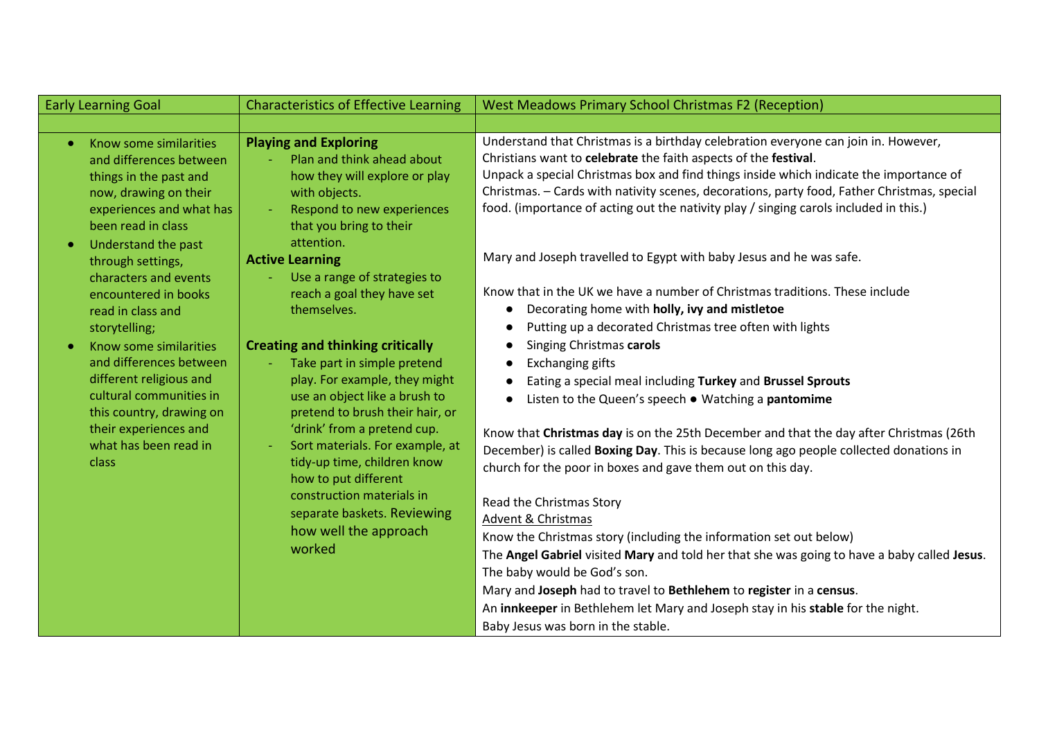| Early Learning Goal | Characteristics of Effective Learning | West Meadows Primary School Christmas F2 (Reception) |
|---|---|---|
| | | |
| • Know some similarities and differences between things in the past and now, drawing on their experiences and what has been read in class<br>• Understand the past through settings, characters and events encountered in books read in class and storytelling;<br>• Know some similarities and differences between different religious and cultural communities in this country, drawing on their experiences and what has been read in class | **Playing and Exploring**<br>- Plan and think ahead about how they will explore or play with objects.<br>- Respond to new experiences that you bring to their attention.<br>**Active Learning**<br>- Use a range of strategies to reach a goal they have set themselves.<br><br>**Creating and thinking critically**<br>- Take part in simple pretend play. For example, they might use an object like a brush to pretend to brush their hair, or 'drink' from a pretend cup.<br>- Sort materials. For example, at tidy-up time, children know how to put different construction materials in separate baskets. Reviewing how well the approach worked | Understand that Christmas is a birthday celebration everyone can join in. However, Christians want to **celebrate** the faith aspects of the **festival**.<br>Unpack a special Christmas box and find things inside which indicate the importance of Christmas. – Cards with nativity scenes, decorations, party food, Father Christmas, special food. (importance of acting out the nativity play / singing carols included in this.)<br><br>Mary and Joseph travelled to Egypt with baby Jesus and he was safe.<br><br>Know that in the UK we have a number of Christmas traditions. These include<br>• Decorating home with **holly, ivy and mistletoe**<br>• Putting up a decorated Christmas tree often with lights<br>• Singing Christmas **carols**<br>• Exchanging gifts<br>• Eating a special meal including **Turkey** and **Brussel Sprouts**<br>• Listen to the Queen's speech ● Watching a **pantomime**<br><br>Know that **Christmas day** is on the 25th December and that the day after Christmas (26th December) is called **Boxing Day**. This is because long ago people collected donations in church for the poor in boxes and gave them out on this day.<br><br>Read the Christmas Story<br><u>Advent & Christmas</u><br>Know the Christmas story (including the information set out below)<br>The **Angel Gabriel** visited **Mary** and told her that she was going to have a baby called **Jesus**. The baby would be God's son.<br>Mary and **Joseph** had to travel to **Bethlehem** to **register** in a **census**.<br>An **innkeeper** in Bethlehem let Mary and Joseph stay in his **stable** for the night.<br>Baby Jesus was born in the stable. |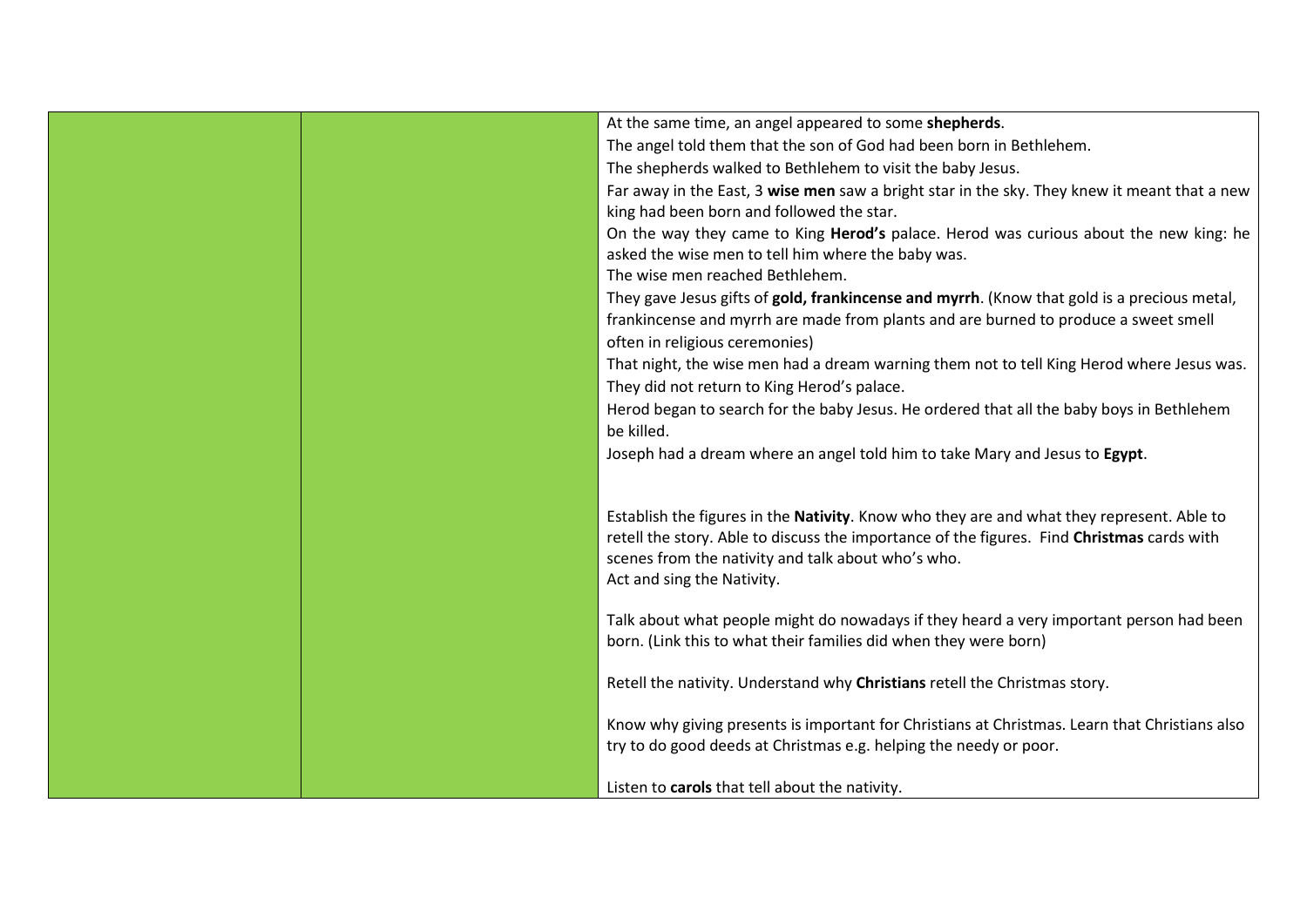| | | |
|---|---|---|
| | | At the same time, an angel appeared to some **shepherds**.<br>The angel told them that the son of God had been born in Bethlehem.<br>The shepherds walked to Bethlehem to visit the baby Jesus.<br>Far away in the East, 3 **wise men** saw a bright star in the sky. They knew it meant that a new king had been born and followed the star.<br>On the way they came to King **Herod's** palace. Herod was curious about the new king: he asked the wise men to tell him where the baby was.<br>The wise men reached Bethlehem.<br>They gave Jesus gifts of **gold, frankincense and myrrh**. (Know that gold is a precious metal, frankincense and myrrh are made from plants and are burned to produce a sweet smell often in religious ceremonies)<br>That night, the wise men had a dream warning them not to tell King Herod where Jesus was.<br>They did not return to King Herod's palace.<br>Herod began to search for the baby Jesus. He ordered that all the baby boys in Bethlehem be killed.<br>Joseph had a dream where an angel told him to take Mary and Jesus to **Egypt**.<br><br>Establish the figures in the **Nativity**. Know who they are and what they represent. Able to retell the story. Able to discuss the importance of the figures. Find **Christmas** cards with scenes from the nativity and talk about who's who.<br>Act and sing the Nativity.<br><br>Talk about what people might do nowadays if they heard a very important person had been born. (Link this to what their families did when they were born)<br><br>Retell the nativity. Understand why **Christians** retell the Christmas story.<br><br>Know why giving presents is important for Christians at Christmas. Learn that Christians also try to do good deeds at Christmas e.g. helping the needy or poor.<br><br>Listen to **carols** that tell about the nativity. |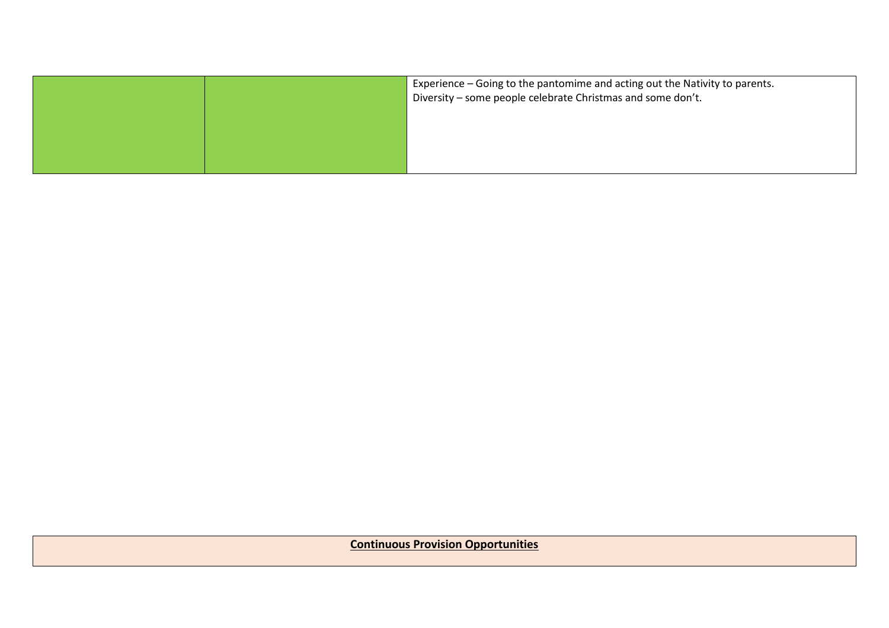| | | |
|---|---|---|
| | | Experience – Going to the pantomime and acting out the Nativity to parents.<br>Diversity – some people celebrate Christmas and some don't. |

| **Continuous Provision Opportunities** |
|---|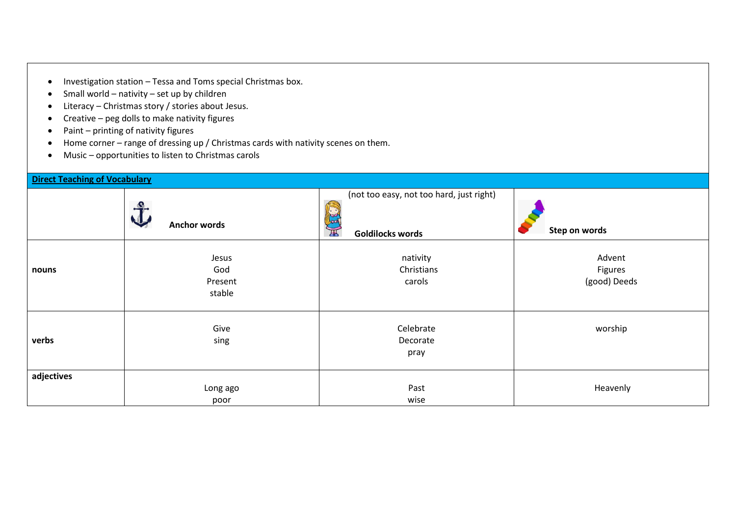- Investigation station – Tessa and Toms special Christmas box.
- Small world – nativity – set up by children
- Literacy – Christmas story / stories about Jesus.
- Creative – peg dolls to make nativity figures
- Paint – printing of nativity figures
- Home corner – range of dressing up / Christmas cards with nativity scenes on them.
- Music – opportunities to listen to Christmas carols

**Direct Teaching of Vocabulary**

| | **Anchor words** | (not too easy, not too hard, just right) **Goldilocks words** | **Step on words** |
|---|---|---|---|
| **nouns** | Jesus<br>God<br>Present<br>stable | nativity<br>Christians<br>carols | Advent<br>Figures<br>(good) Deeds |
| **verbs** | Give<br>sing | Celebrate<br>Decorate<br>pray | worship |
| **adjectives** | Long ago<br>poor | Past<br>wise | Heavenly |